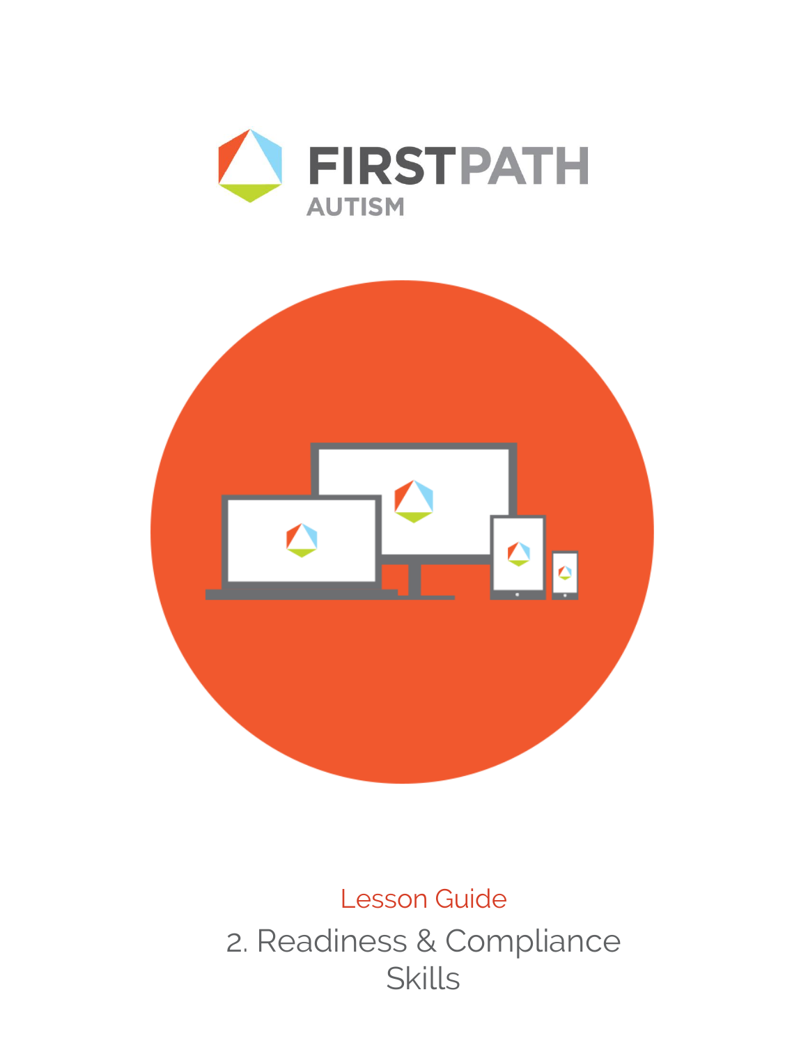# FIRSTPATH AUTISM

Lesson Guide

## 2. Readiness & Compliance Skills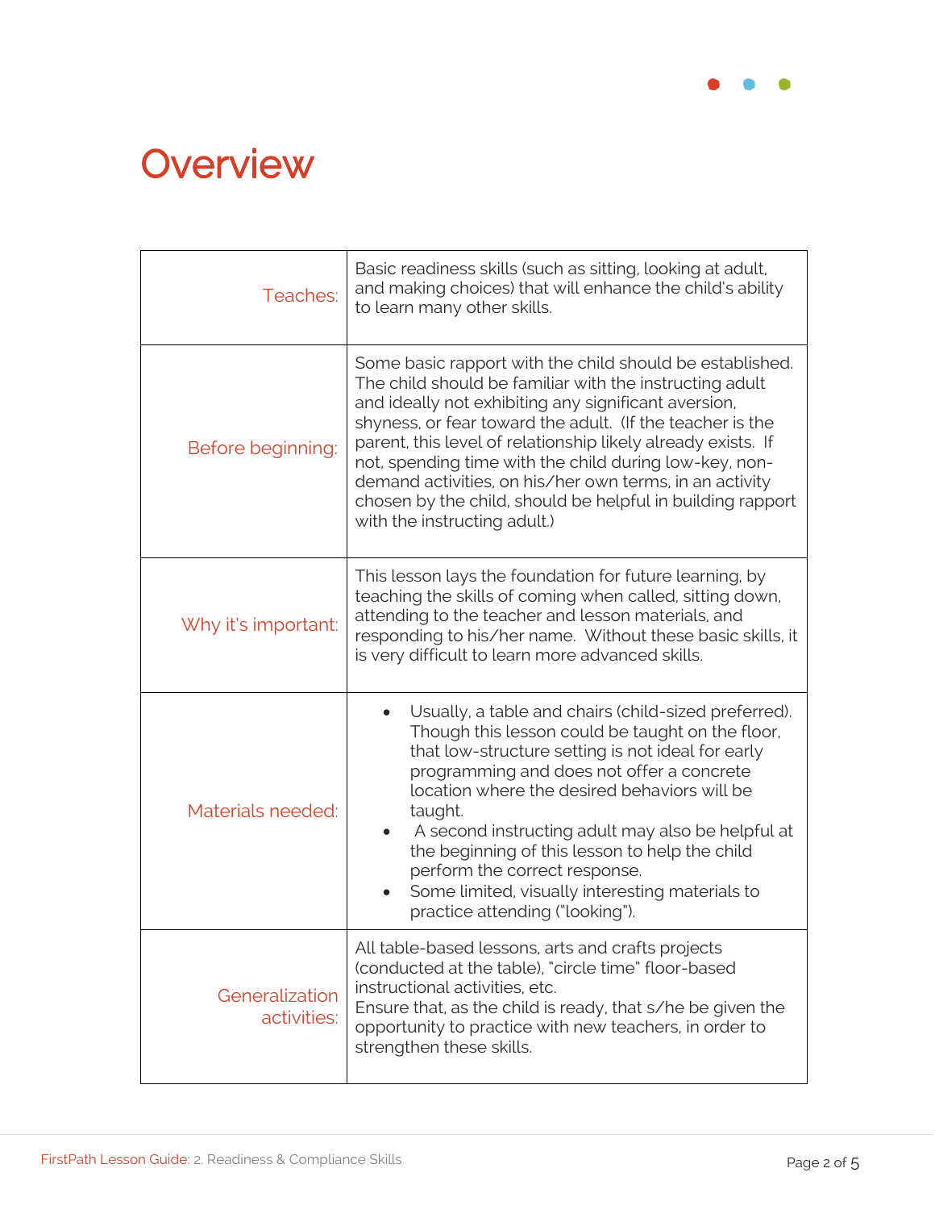# Overview

| | |
|---|---|
| Teaches: | Basic readiness skills (such as sitting, looking at adult, and making choices) that will enhance the child's ability to learn many other skills. |
| Before beginning: | Some basic rapport with the child should be established. The child should be familiar with the instructing adult and ideally not exhibiting any significant aversion, shyness, or fear toward the adult. (If the teacher is the parent, this level of relationship likely already exists. If not, spending time with the child during low-key, non-demand activities, on his/her own terms, in an activity chosen by the child, should be helpful in building rapport with the instructing adult.) |
| Why it's important: | This lesson lays the foundation for future learning, by teaching the skills of coming when called, sitting down, attending to the teacher and lesson materials, and responding to his/her name. Without these basic skills, it is very difficult to learn more advanced skills. |
| Materials needed: | • Usually, a table and chairs (child-sized preferred). Though this lesson could be taught on the floor, that low-structure setting is not ideal for early programming and does not offer a concrete location where the desired behaviors will be taught.<br>• A second instructing adult may also be helpful at the beginning of this lesson to help the child perform the correct response.<br>• Some limited, visually interesting materials to practice attending ("looking"). |
| Generalization activities: | All table-based lessons, arts and crafts projects (conducted at the table), "circle time" floor-based instructional activities, etc.<br>Ensure that, as the child is ready, that s/he be given the opportunity to practice with new teachers, in order to strengthen these skills. |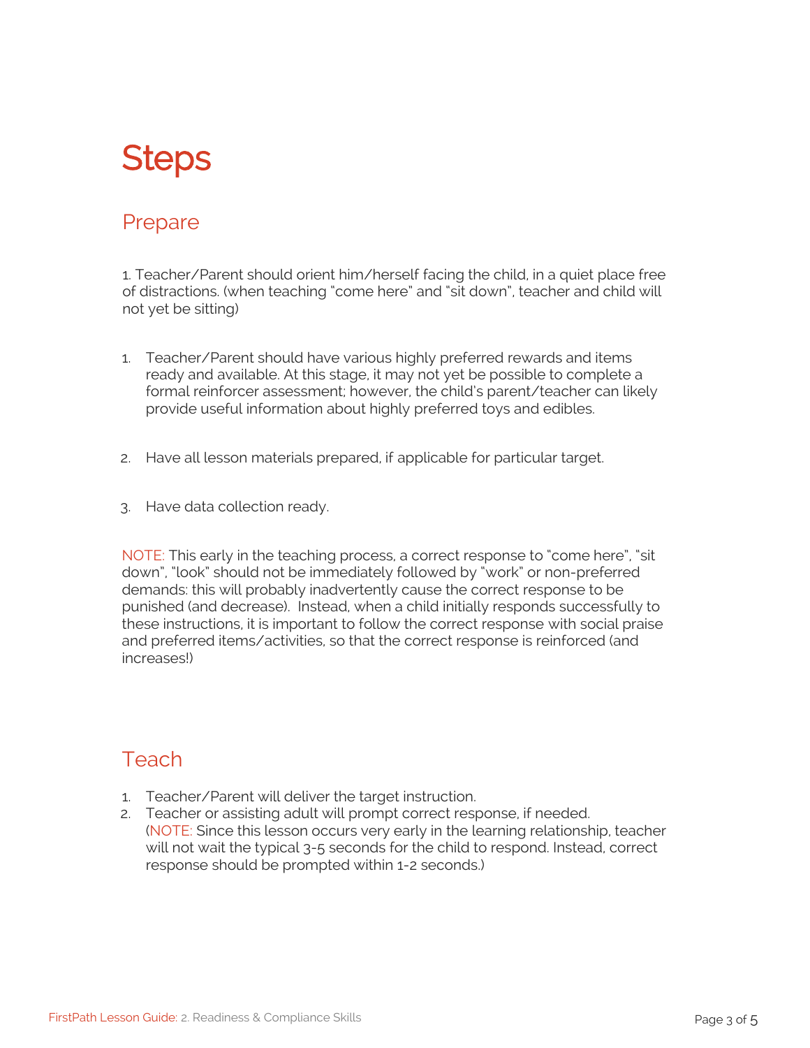# Steps

## Prepare

1. Teacher/Parent should orient him/herself facing the child, in a quiet place free of distractions. (when teaching “come here” and “sit down”, teacher and child will not yet be sitting)

1. Teacher/Parent should have various highly preferred rewards and items ready and available. At this stage, it may not yet be possible to complete a formal reinforcer assessment; however, the child’s parent/teacher can likely provide useful information about highly preferred toys and edibles.
2. Have all lesson materials prepared, if applicable for particular target.
3. Have data collection ready.

NOTE: This early in the teaching process, a correct response to “come here”, “sit down”, “look” should not be immediately followed by “work” or non-preferred demands: this will probably inadvertently cause the correct response to be punished (and decrease). Instead, when a child initially responds successfully to these instructions, it is important to follow the correct response with social praise and preferred items/activities, so that the correct response is reinforced (and increases!)

## Teach

1. Teacher/Parent will deliver the target instruction.
2. Teacher or assisting adult will prompt correct response, if needed. (NOTE: Since this lesson occurs very early in the learning relationship, teacher will not wait the typical 3-5 seconds for the child to respond. Instead, correct response should be prompted within 1-2 seconds.)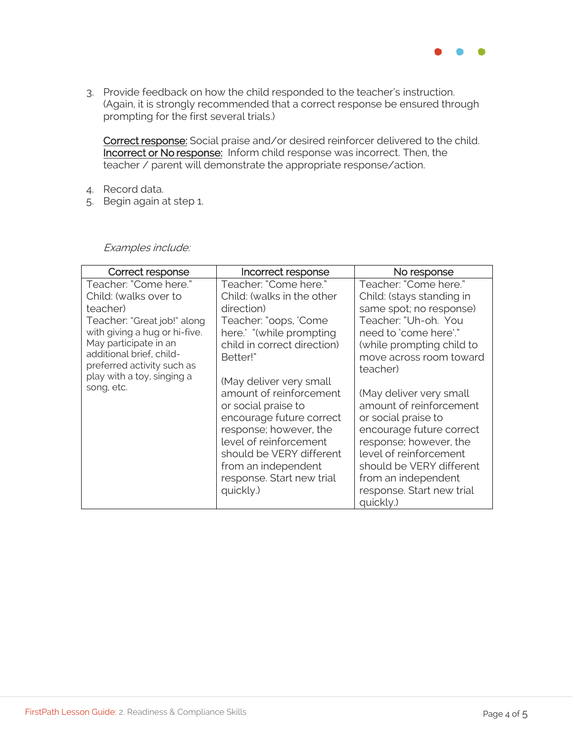3. Provide feedback on how the child responded to the teacher's instruction. (Again, it is strongly recommended that a correct response be ensured through prompting for the first several trials.)

   Correct response: Social praise and/or desired reinforcer delivered to the child.
   Incorrect or No response: Inform child response was incorrect. Then, the teacher / parent will demonstrate the appropriate response/action.

4. Record data.
5. Begin again at step 1.

*Examples include:*

| Correct response | Incorrect response | No response |
| --- | --- | --- |
| Teacher: "Come here." Child: (walks over to teacher) Teacher: "Great job!" along with giving a hug or hi-five. May participate in an additional brief, child-preferred activity such as play with a toy, singing a song, etc. | Teacher: "Come here." Child: (walks in the other direction) Teacher: "oops, 'Come here.' "(while prompting child in correct direction) Better!" (May deliver very small amount of reinforcement or social praise to encourage future correct response; however, the level of reinforcement should be VERY different from an independent response. Start new trial quickly.) | Teacher: "Come here." Child: (stays standing in same spot; no response) Teacher: "Uh-oh. You need to 'come here'." (while prompting child to move across room toward teacher) (May deliver very small amount of reinforcement or social praise to encourage future correct response; however, the level of reinforcement should be VERY different from an independent response. Start new trial quickly.) |